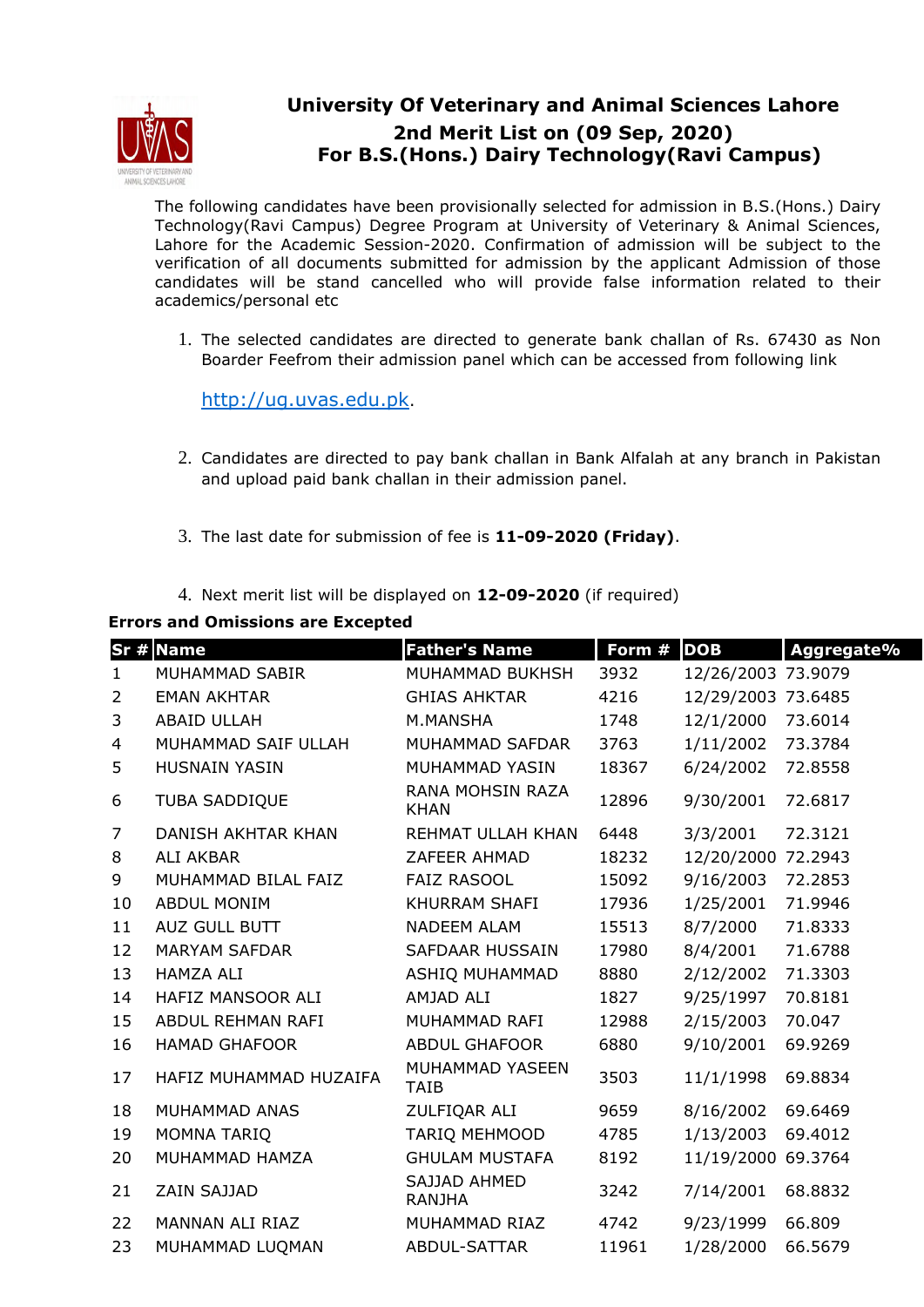# University Of Veterinary and Animal Sciences Lahore

## 2nd Merit List on (09 Sep, 2020)

## For B.S.(Hons.) Dairy Technology(Ravi Campus)

The following candidates have been provisionally selected for admission in B.S.(Hons.) Dairy Technology(Ravi Campus) Degree Program at University of Veterinary & Animal Sciences, Lahore for the Academic Session-2020. Confirmation of admission will be subject to the verification of all documents submitted for admission by the applicant Admission of those candidates will be stand cancelled who will provide false information related to their academics/personal etc

1. The selected candidates are directed to generate bank challan of Rs. 67430 as Non Boarder Feefrom their admission panel which can be accessed from following link

   http://ug.uvas.edu.pk.

2. Candidates are directed to pay bank challan in Bank Alfalah at any branch in Pakistan and upload paid bank challan in their admission panel.

3. The last date for submission of fee is **11-09-2020 (Friday)**.

4. Next merit list will be displayed on **12-09-2020** (if required)

**Errors and Omissions are Excepted**

| Sr # | Name | Father's Name | Form # | DOB | Aggregate% |
|---|---|---|---|---|---|
| 1 | MUHAMMAD SABIR | MUHAMMAD BUKHSH | 3932 | 12/26/2003 | 73.9079 |
| 2 | EMAN AKHTAR | GHIAS AHKTAR | 4216 | 12/29/2003 | 73.6485 |
| 3 | ABAID ULLAH | M.MANSHA | 1748 | 12/1/2000 | 73.6014 |
| 4 | MUHAMMAD SAIF ULLAH | MUHAMMAD SAFDAR | 3763 | 1/11/2002 | 73.3784 |
| 5 | HUSNAIN YASIN | MUHAMMAD YASIN | 18367 | 6/24/2002 | 72.8558 |
| 6 | TUBA SADDIQUE | RANA MOHSIN RAZA KHAN | 12896 | 9/30/2001 | 72.6817 |
| 7 | DANISH AKHTAR KHAN | REHMAT ULLAH KHAN | 6448 | 3/3/2001 | 72.3121 |
| 8 | ALI AKBAR | ZAFEER AHMAD | 18232 | 12/20/2000 | 72.2943 |
| 9 | MUHAMMAD BILAL FAIZ | FAIZ RASOOL | 15092 | 9/16/2003 | 72.2853 |
| 10 | ABDUL MONIM | KHURRAM SHAFI | 17936 | 1/25/2001 | 71.9946 |
| 11 | AUZ GULL BUTT | NADEEM ALAM | 15513 | 8/7/2000 | 71.8333 |
| 12 | MARYAM SAFDAR | SAFDAAR HUSSAIN | 17980 | 8/4/2001 | 71.6788 |
| 13 | HAMZA ALI | ASHIQ MUHAMMAD | 8880 | 2/12/2002 | 71.3303 |
| 14 | HAFIZ MANSOOR ALI | AMJAD ALI | 1827 | 9/25/1997 | 70.8181 |
| 15 | ABDUL REHMAN RAFI | MUHAMMAD RAFI | 12988 | 2/15/2003 | 70.047 |
| 16 | HAMAD GHAFOOR | ABDUL GHAFOOR | 6880 | 9/10/2001 | 69.9269 |
| 17 | HAFIZ MUHAMMAD HUZAIFA | MUHAMMAD YASEEN TAIB | 3503 | 11/1/1998 | 69.8834 |
| 18 | MUHAMMAD ANAS | ZULFIQAR ALI | 9659 | 8/16/2002 | 69.6469 |
| 19 | MOMNA TARIQ | TARIQ MEHMOOD | 4785 | 1/13/2003 | 69.4012 |
| 20 | MUHAMMAD HAMZA | GHULAM MUSTAFA | 8192 | 11/19/2000 | 69.3764 |
| 21 | ZAIN SAJJAD | SAJJAD AHMED RANJHA | 3242 | 7/14/2001 | 68.8832 |
| 22 | MANNAN ALI RIAZ | MUHAMMAD RIAZ | 4742 | 9/23/1999 | 66.809 |
| 23 | MUHAMMAD LUQMAN | ABDUL-SATTAR | 11961 | 1/28/2000 | 66.5679 |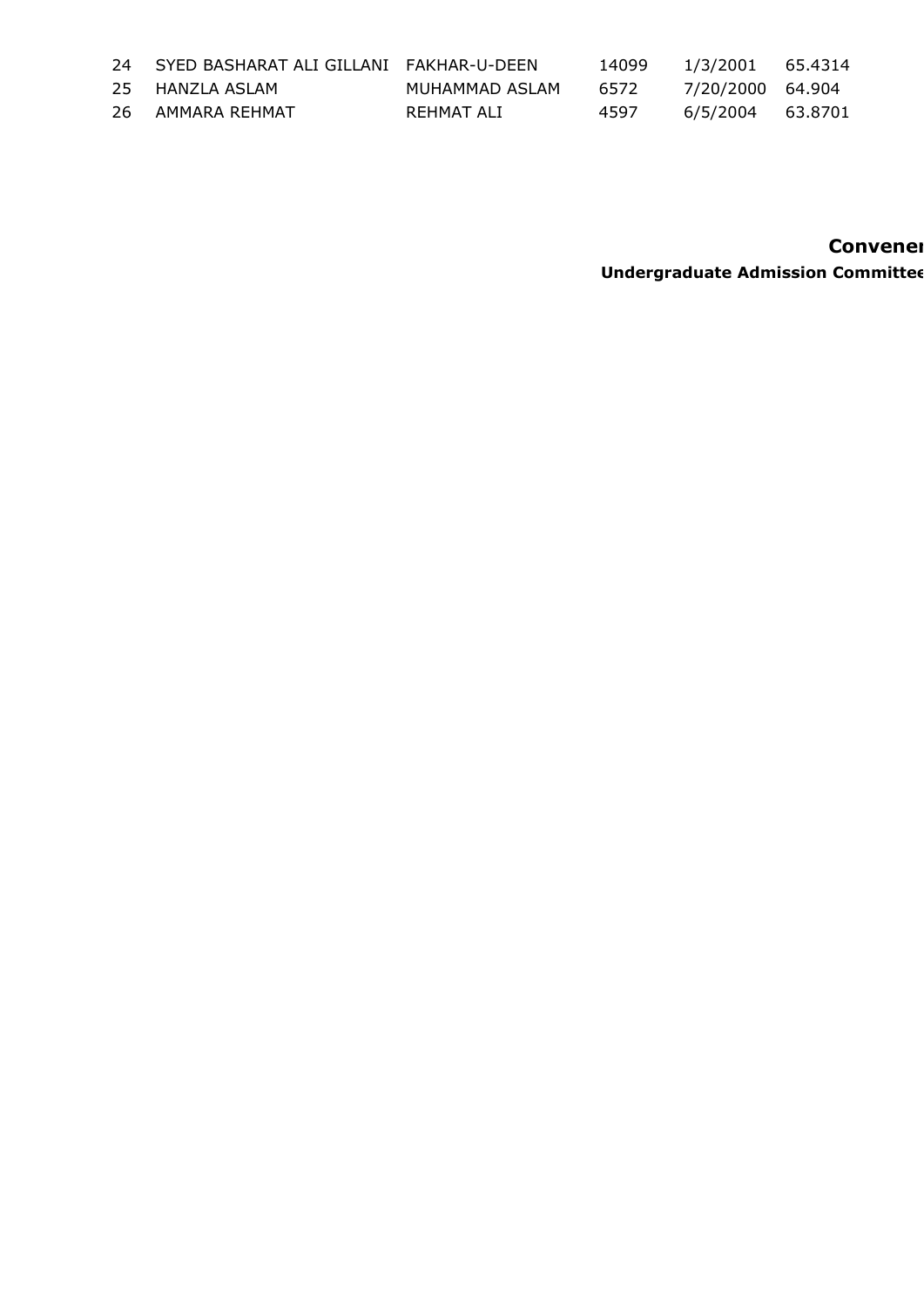| | | | | | |
|---|---|---|---|---|---|
| 24 | SYED BASHARAT ALI GILLANI | FAKHAR-U-DEEN | 14099 | 1/3/2001 | 65.4314 |
| 25 | HANZLA ASLAM | MUHAMMAD ASLAM | 6572 | 7/20/2000 | 64.904 |
| 26 | AMMARA REHMAT | REHMAT ALI | 4597 | 6/5/2004 | 63.8701 |

**Convener**

**Undergraduate Admission Committee**